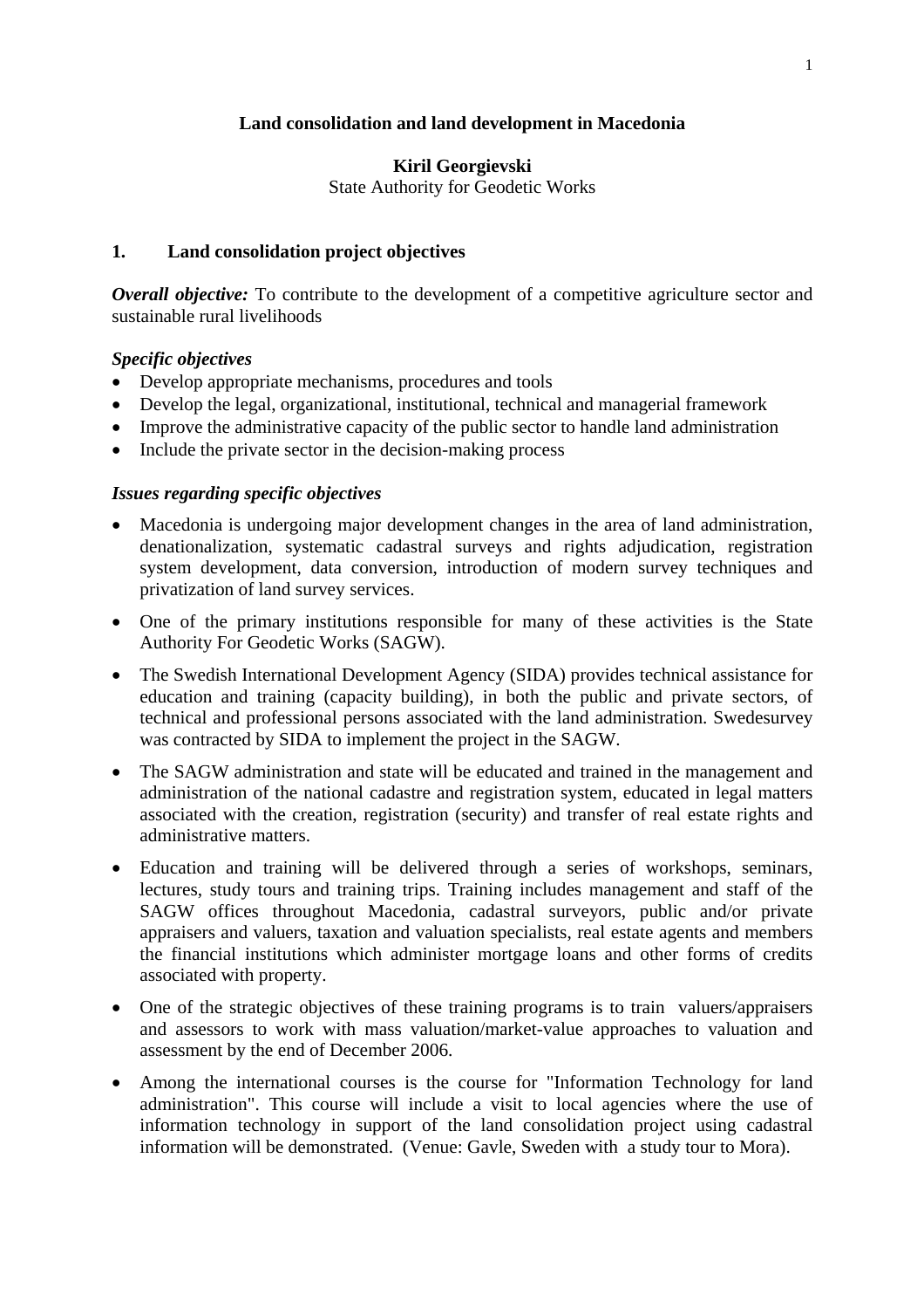# Land consolidation and land development in Macedonia

**Kiril Georgievski**
State Authority for Geodetic Works

## 1. Land consolidation project objectives

***Overall objective:*** To contribute to the development of a competitive agriculture sector and sustainable rural livelihoods

***Specific objectives***

- Develop appropriate mechanisms, procedures and tools
- Develop the legal, organizational, institutional, technical and managerial framework
- Improve the administrative capacity of the public sector to handle land administration
- Include the private sector in the decision-making process

***Issues regarding specific objectives***

- Macedonia is undergoing major development changes in the area of land administration, denationalization, systematic cadastral surveys and rights adjudication, registration system development, data conversion, introduction of modern survey techniques and privatization of land survey services.
- One of the primary institutions responsible for many of these activities is the State Authority For Geodetic Works (SAGW).
- The Swedish International Development Agency (SIDA) provides technical assistance for education and training (capacity building), in both the public and private sectors, of technical and professional persons associated with the land administration. Swedesurvey was contracted by SIDA to implement the project in the SAGW.
- The SAGW administration and state will be educated and trained in the management and administration of the national cadastre and registration system, educated in legal matters associated with the creation, registration (security) and transfer of real estate rights and administrative matters.
- Education and training will be delivered through a series of workshops, seminars, lectures, study tours and training trips. Training includes management and staff of the SAGW offices throughout Macedonia, cadastral surveyors, public and/or private appraisers and valuers, taxation and valuation specialists, real estate agents and members the financial institutions which administer mortgage loans and other forms of credits associated with property.
- One of the strategic objectives of these training programs is to train valuers/appraisers and assessors to work with mass valuation/market-value approaches to valuation and assessment by the end of December 2006.
- Among the international courses is the course for "Information Technology for land administration". This course will include a visit to local agencies where the use of information technology in support of the land consolidation project using cadastral information will be demonstrated. (Venue: Gavle, Sweden with a study tour to Mora).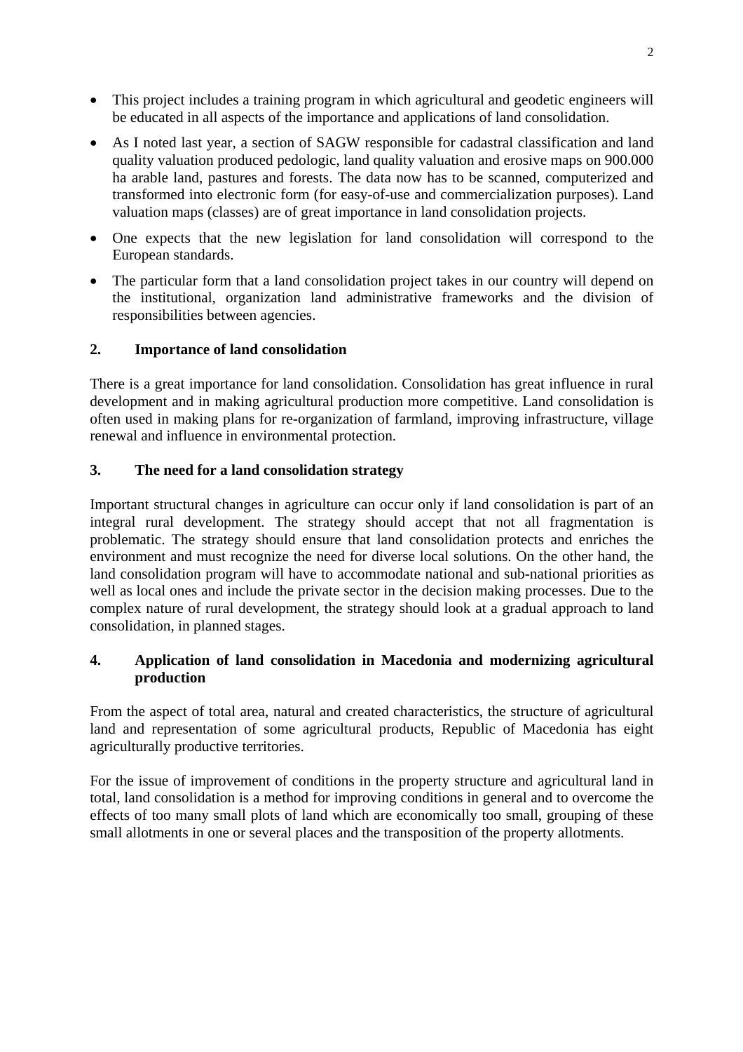- This project includes a training program in which agricultural and geodetic engineers will be educated in all aspects of the importance and applications of land consolidation.
- As I noted last year, a section of SAGW responsible for cadastral classification and land quality valuation produced pedologic, land quality valuation and erosive maps on 900.000 ha arable land, pastures and forests. The data now has to be scanned, computerized and transformed into electronic form (for easy-of-use and commercialization purposes). Land valuation maps (classes) are of great importance in land consolidation projects.
- One expects that the new legislation for land consolidation will correspond to the European standards.
- The particular form that a land consolidation project takes in our country will depend on the institutional, organization land administrative frameworks and the division of responsibilities between agencies.

## 2. Importance of land consolidation

There is a great importance for land consolidation. Consolidation has great influence in rural development and in making agricultural production more competitive. Land consolidation is often used in making plans for re-organization of farmland, improving infrastructure, village renewal and influence in environmental protection.

## 3. The need for a land consolidation strategy

Important structural changes in agriculture can occur only if land consolidation is part of an integral rural development. The strategy should accept that not all fragmentation is problematic. The strategy should ensure that land consolidation protects and enriches the environment and must recognize the need for diverse local solutions. On the other hand, the land consolidation program will have to accommodate national and sub-national priorities as well as local ones and include the private sector in the decision making processes. Due to the complex nature of rural development, the strategy should look at a gradual approach to land consolidation, in planned stages.

## 4. Application of land consolidation in Macedonia and modernizing agricultural production

From the aspect of total area, natural and created characteristics, the structure of agricultural land and representation of some agricultural products, Republic of Macedonia has eight agriculturally productive territories.

For the issue of improvement of conditions in the property structure and agricultural land in total, land consolidation is a method for improving conditions in general and to overcome the effects of too many small plots of land which are economically too small, grouping of these small allotments in one or several places and the transposition of the property allotments.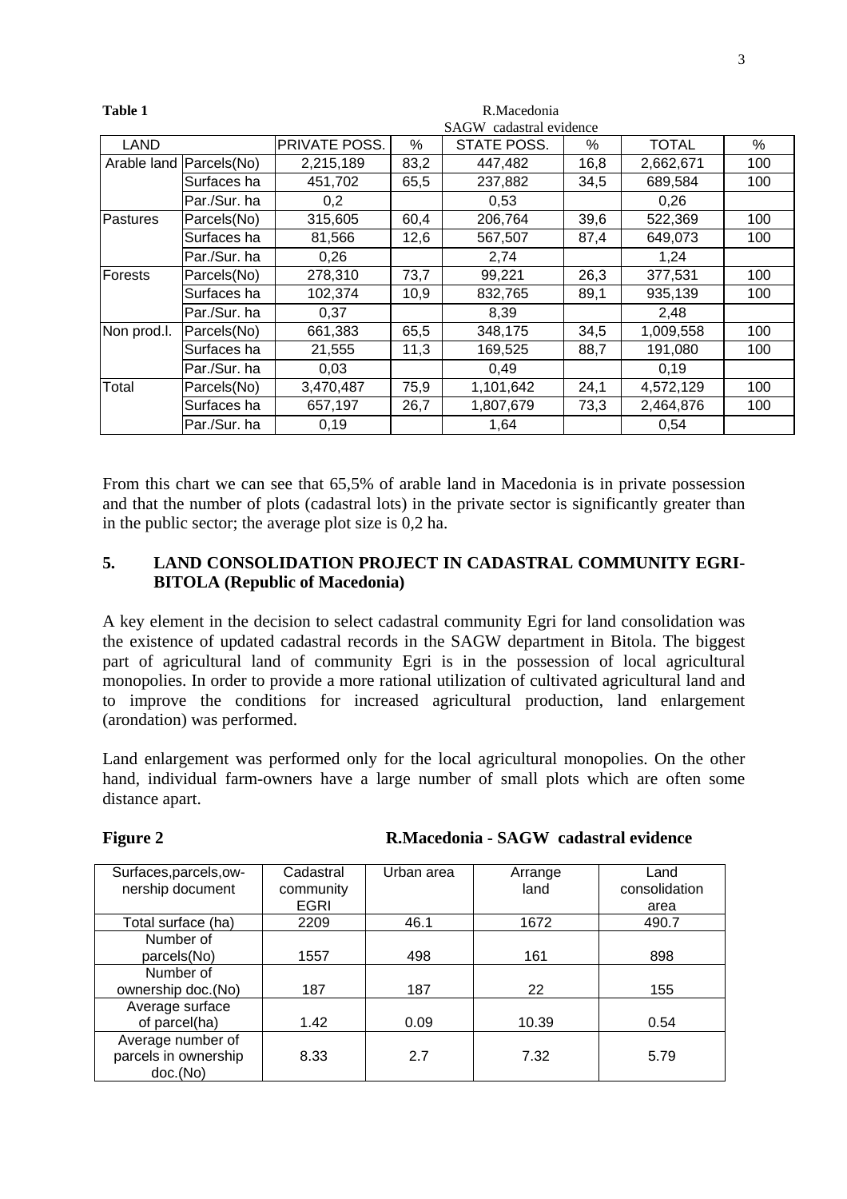**Table 1**

R.Macedonia
SAGW cadastral evidence

| LAND | | PRIVATE POSS. | % | STATE POSS. | % | TOTAL | % |
|---|---|---|---|---|---|---|---|
| Arable land | Parcels(No) | 2,215,189 | 83,2 | 447,482 | 16,8 | 2,662,671 | 100 |
| | Surfaces ha | 451,702 | 65,5 | 237,882 | 34,5 | 689,584 | 100 |
| | Par./Sur. ha | 0,2 | | 0,53 | | 0,26 | |
| Pastures | Parcels(No) | 315,605 | 60,4 | 206,764 | 39,6 | 522,369 | 100 |
| | Surfaces ha | 81,566 | 12,6 | 567,507 | 87,4 | 649,073 | 100 |
| | Par./Sur. ha | 0,26 | | 2,74 | | 1,24 | |
| Forests | Parcels(No) | 278,310 | 73,7 | 99,221 | 26,3 | 377,531 | 100 |
| | Surfaces ha | 102,374 | 10,9 | 832,765 | 89,1 | 935,139 | 100 |
| | Par./Sur. ha | 0,37 | | 8,39 | | 2,48 | |
| Non prod.l. | Parcels(No) | 661,383 | 65,5 | 348,175 | 34,5 | 1,009,558 | 100 |
| | Surfaces ha | 21,555 | 11,3 | 169,525 | 88,7 | 191,080 | 100 |
| | Par./Sur. ha | 0,03 | | 0,49 | | 0,19 | |
| Total | Parcels(No) | 3,470,487 | 75,9 | 1,101,642 | 24,1 | 4,572,129 | 100 |
| | Surfaces ha | 657,197 | 26,7 | 1,807,679 | 73,3 | 2,464,876 | 100 |
| | Par./Sur. ha | 0,19 | | 1,64 | | 0,54 | |

From this chart we can see that 65,5% of arable land in Macedonia is in private possession and that the number of plots (cadastral lots) in the private sector is significantly greater than in the public sector; the average plot size is 0,2 ha.

## 5. LAND CONSOLIDATION PROJECT IN CADASTRAL COMMUNITY EGRI-BITOLA (Republic of Macedonia)

A key element in the decision to select cadastral community Egri for land consolidation was the existence of updated cadastral records in the SAGW department in Bitola. The biggest part of agricultural land of community Egri is in the possession of local agricultural monopolies. In order to provide a more rational utilization of cultivated agricultural land and to improve the conditions for increased agricultural production, land enlargement (arondation) was performed.

Land enlargement was performed only for the local agricultural monopolies. On the other hand, individual farm-owners have a large number of small plots which are often some distance apart.

**Figure 2** **R.Macedonia - SAGW cadastral evidence**

| Surfaces,parcels,ow-nership document | Cadastral community EGRI | Urban area | Arrange land | Land consolidation area |
|---|---|---|---|---|
| Total surface (ha) | 2209 | 46.1 | 1672 | 490.7 |
| Number of parcels(No) | 1557 | 498 | 161 | 898 |
| Number of ownership doc.(No) | 187 | 187 | 22 | 155 |
| Average surface of parcel(ha) | 1.42 | 0.09 | 10.39 | 0.54 |
| Average number of parcels in ownership doc.(No) | 8.33 | 2.7 | 7.32 | 5.79 |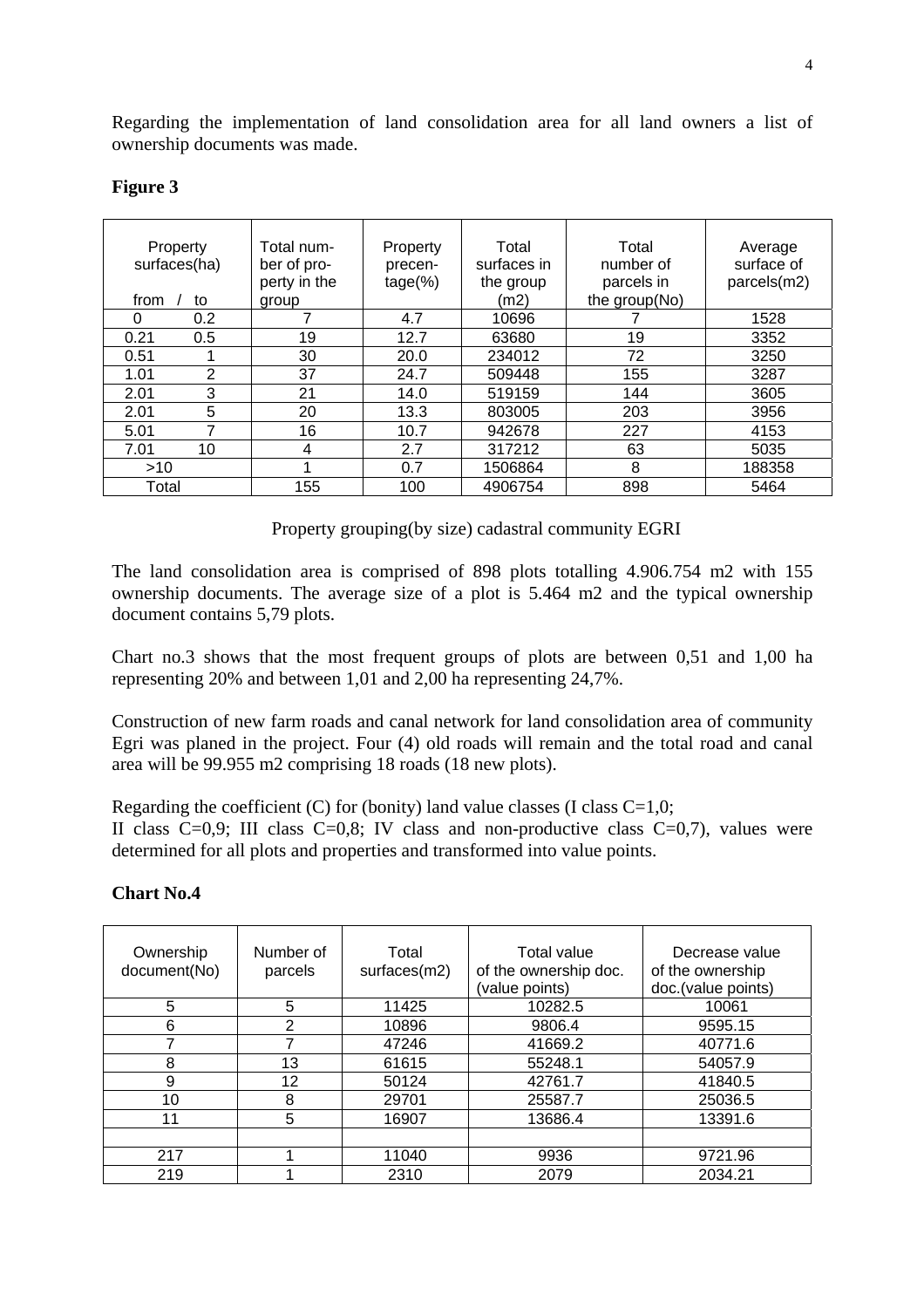Regarding the implementation of land consolidation area for all land owners a list of ownership documents was made.

**Figure 3**

| Property surfaces(ha) from / to | | Total number of property in the group | Property precentage(%) | Total surfaces in the group (m2) | Total number of parcels in the group(No) | Average surface of parcels(m2) |
|---|---|---|---|---|---|---|
| 0 | 0.2 | 7 | 4.7 | 10696 | 7 | 1528 |
| 0.21 | 0.5 | 19 | 12.7 | 63680 | 19 | 3352 |
| 0.51 | 1 | 30 | 20.0 | 234012 | 72 | 3250 |
| 1.01 | 2 | 37 | 24.7 | 509448 | 155 | 3287 |
| 2.01 | 3 | 21 | 14.0 | 519159 | 144 | 3605 |
| 2.01 | 5 | 20 | 13.3 | 803005 | 203 | 3956 |
| 5.01 | 7 | 16 | 10.7 | 942678 | 227 | 4153 |
| 7.01 | 10 | 4 | 2.7 | 317212 | 63 | 5035 |
| >10 | | 1 | 0.7 | 1506864 | 8 | 188358 |
| Total | | 155 | 100 | 4906754 | 898 | 5464 |

Property grouping(by size) cadastral community EGRI

The land consolidation area is comprised of 898 plots totalling 4.906.754 m2 with 155 ownership documents. The average size of a plot is 5.464 m2 and the typical ownership document contains 5,79 plots.

Chart no.3 shows that the most frequent groups of plots are between 0,51 and 1,00 ha representing 20% and between 1,01 and 2,00 ha representing 24,7%.

Construction of new farm roads and canal network for land consolidation area of community Egri was planed in the project. Four (4) old roads will remain and the total road and canal area will be 99.955 m2 comprising 18 roads (18 new plots).

Regarding the coefficient (C) for (bonity) land value classes (I class C=1,0;
II class C=0,9; III class C=0,8; IV class and non-productive class C=0,7), values were determined for all plots and properties and transformed into value points.

**Chart No.4**

| Ownership document(No) | Number of parcels | Total surfaces(m2) | Total value of the ownership doc. (value points) | Decrease value of the ownership doc.(value points) |
|---|---|---|---|---|
| 5 | 5 | 11425 | 10282.5 | 10061 |
| 6 | 2 | 10896 | 9806.4 | 9595.15 |
| 7 | 7 | 47246 | 41669.2 | 40771.6 |
| 8 | 13 | 61615 | 55248.1 | 54057.9 |
| 9 | 12 | 50124 | 42761.7 | 41840.5 |
| 10 | 8 | 29701 | 25587.7 | 25036.5 |
| 11 | 5 | 16907 | 13686.4 | 13391.6 |
| | | | | |
| 217 | 1 | 11040 | 9936 | 9721.96 |
| 219 | 1 | 2310 | 2079 | 2034.21 |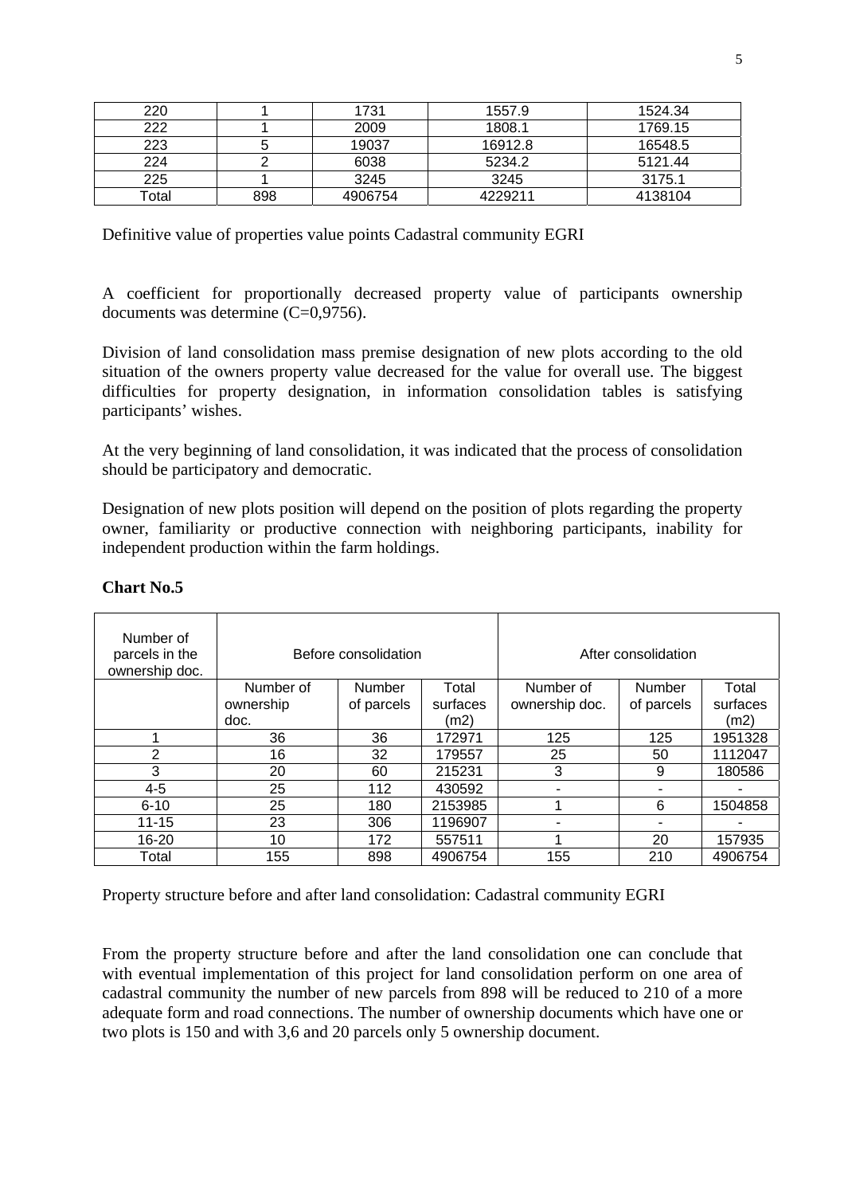| | | | | |
|---|---|---|---|---|
| 220 | 1 | 1731 | 1557.9 | 1524.34 |
| 222 | 1 | 2009 | 1808.1 | 1769.15 |
| 223 | 5 | 19037 | 16912.8 | 16548.5 |
| 224 | 2 | 6038 | 5234.2 | 5121.44 |
| 225 | 1 | 3245 | 3245 | 3175.1 |
| Total | 898 | 4906754 | 4229211 | 4138104 |

Definitive value of properties value points Cadastral community EGRI

A coefficient for proportionally decreased property value of participants ownership documents was determine (C=0,9756).

Division of land consolidation mass premise designation of new plots according to the old situation of the owners property value decreased for the value for overall use. The biggest difficulties for property designation, in information consolidation tables is satisfying participants' wishes.

At the very beginning of land consolidation, it was indicated that the process of consolidation should be participatory and democratic.

Designation of new plots position will depend on the position of plots regarding the property owner, familiarity or productive connection with neighboring participants, inability for independent production within the farm holdings.

**Chart No.5**

| Number of parcels in the ownership doc. | Before consolidation | | | After consolidation | | |
|---|---|---|---|---|---|---|
| | Number of ownership doc. | Number of parcels | Total surfaces (m2) | Number of ownership doc. | Number of parcels | Total surfaces (m2) |
| 1 | 36 | 36 | 172971 | 125 | 125 | 1951328 |
| 2 | 16 | 32 | 179557 | 25 | 50 | 1112047 |
| 3 | 20 | 60 | 215231 | 3 | 9 | 180586 |
| 4-5 | 25 | 112 | 430592 | - | - | - |
| 6-10 | 25 | 180 | 2153985 | 1 | 6 | 1504858 |
| 11-15 | 23 | 306 | 1196907 | - | - | - |
| 16-20 | 10 | 172 | 557511 | 1 | 20 | 157935 |
| Total | 155 | 898 | 4906754 | 155 | 210 | 4906754 |

Property structure before and after land consolidation: Cadastral community EGRI

From the property structure before and after the land consolidation one can conclude that with eventual implementation of this project for land consolidation perform on one area of cadastral community the number of new parcels from 898 will be reduced to 210 of a more adequate form and road connections. The number of ownership documents which have one or two plots is 150 and with 3,6 and 20 parcels only 5 ownership document.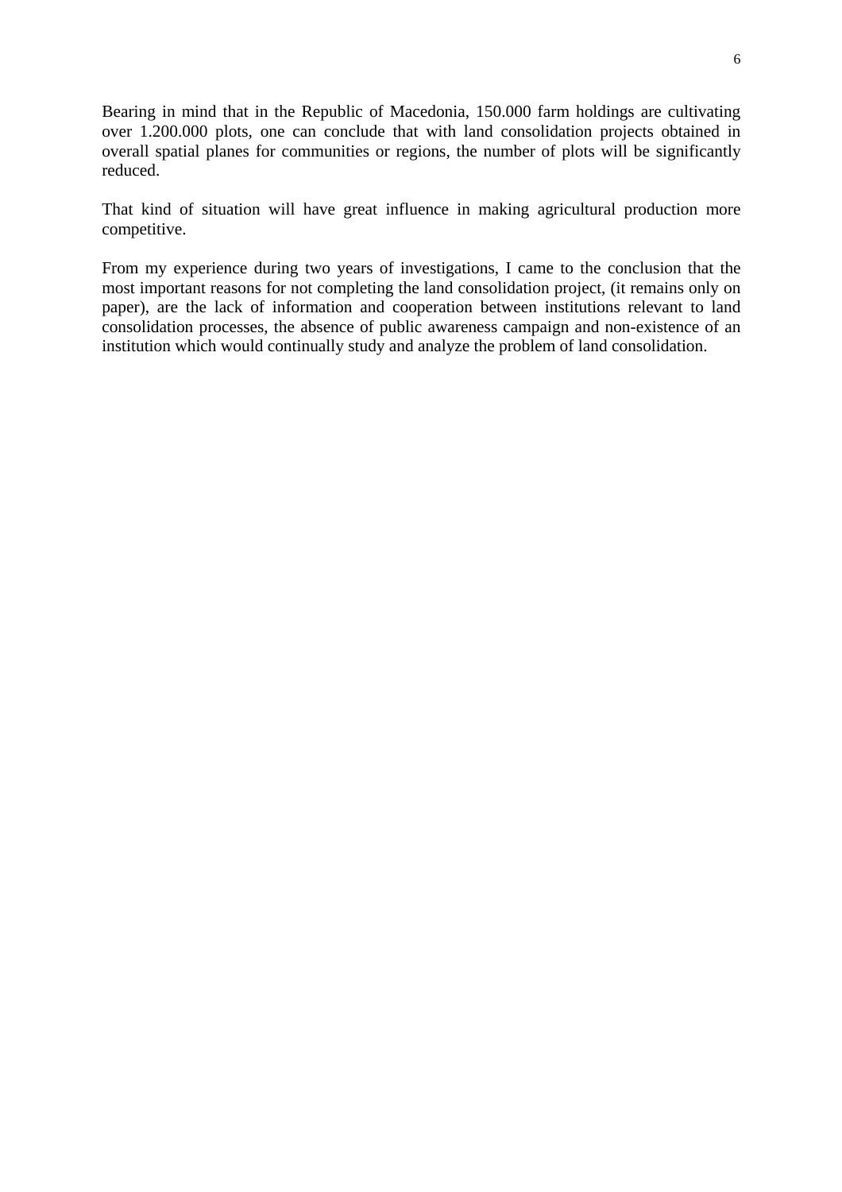Bearing in mind that in the Republic of Macedonia, 150.000 farm holdings are cultivating over 1.200.000 plots, one can conclude that with land consolidation projects obtained in overall spatial planes for communities or regions, the number of plots will be significantly reduced.

That kind of situation will have great influence in making agricultural production more competitive.

From my experience during two years of investigations, I came to the conclusion that the most important reasons for not completing the land consolidation project, (it remains only on paper), are the lack of information and cooperation between institutions relevant to land consolidation processes, the absence of public awareness campaign and non-existence of an institution which would continually study and analyze the problem of land consolidation.